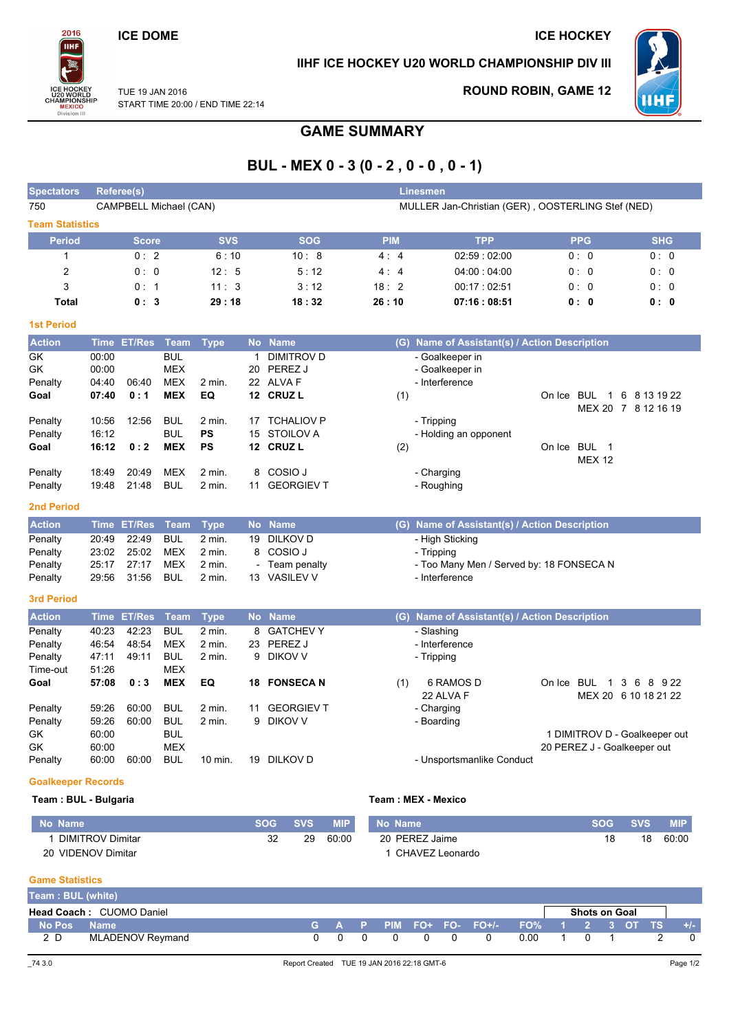ICE DOME

ICE HOCKEY

TUE 19 JAN 2016
START TIME 20:00 / END TIME 22:14

IIHF ICE HOCKEY U20 WORLD CHAMPIONSHIP DIV III

ROUND ROBIN, GAME 12

# GAME SUMMARY

## BUL - MEX 0 - 3 (0 - 2 , 0 - 0 , 0 - 1)

| Spectators | Referee(s) | Linesmen |
|---|---|---|
| 750 | CAMPBELL Michael (CAN) | MULLER Jan-Christian (GER) , OOSTERLING Stef (NED) |

### Team Statistics

| Period | Score | SVS | SOG | PIM | TPP | PPG | SHG |
|---|---|---|---|---|---|---|---|
| 1 | 0 : 2 | 6 : 10 | 10 : 8 | 4 : 4 | 02:59 : 02:00 | 0 : 0 | 0 : 0 |
| 2 | 0 : 0 | 12 : 5 | 5 : 12 | 4 : 4 | 04:00 : 04:00 | 0 : 0 | 0 : 0 |
| 3 | 0 : 1 | 11 : 3 | 3 : 12 | 18 : 2 | 00:17 : 02:51 | 0 : 0 | 0 : 0 |
| **Total** | **0 : 3** | **29 : 18** | **18 : 32** | **26 : 10** | **07:16 : 08:51** | **0 : 0** | **0 : 0** |

### 1st Period

| Action | Time | ET/Res | Team | Type | No | Name | (G) | Name of Assistant(s) / Action Description | On Ice |
|---|---|---|---|---|---|---|---|---|---|
| GK | 00:00 | | BUL | | 1 | DIMITROV D | | - Goalkeeper in | |
| GK | 00:00 | | MEX | | 20 | PEREZ J | | - Goalkeeper in | |
| Penalty | 04:40 | 06:40 | MEX | 2 min. | 22 | ALVA F | | - Interference | |
| **Goal** | **07:40** | **0 : 1** | **MEX** | **EQ** | **12** | **CRUZ L** | (1) | | BUL 1 6 8 13 19 22 / MEX 20 7 8 12 16 19 |
| Penalty | 10:56 | 12:56 | BUL | 2 min. | 17 | TCHALIOV P | | - Tripping | |
| Penalty | 16:12 | | BUL | **PS** | 15 | STOILOV A | | - Holding an opponent | |
| **Goal** | **16:12** | **0 : 2** | **MEX** | **PS** | **12** | **CRUZ L** | (2) | | BUL 1 / MEX 12 |
| Penalty | 18:49 | 20:49 | MEX | 2 min. | 8 | COSIO J | | - Charging | |
| Penalty | 19:48 | 21:48 | BUL | 2 min. | 11 | GEORGIEV T | | - Roughing | |

### 2nd Period

| Action | Time | ET/Res | Team | Type | No | Name | (G) | Name of Assistant(s) / Action Description |
|---|---|---|---|---|---|---|---|---|
| Penalty | 20:49 | 22:49 | BUL | 2 min. | 19 | DILKOV D | | - High Sticking |
| Penalty | 23:02 | 25:02 | MEX | 2 min. | 8 | COSIO J | | - Tripping |
| Penalty | 25:17 | 27:17 | MEX | 2 min. | - | Team penalty | | - Too Many Men / Served by: 18 FONSECA N |
| Penalty | 29:56 | 31:56 | BUL | 2 min. | 13 | VASILEV V | | - Interference |

### 3rd Period

| Action | Time | ET/Res | Team | Type | No | Name | (G) | Name of Assistant(s) / Action Description | On Ice |
|---|---|---|---|---|---|---|---|---|---|
| Penalty | 40:23 | 42:23 | BUL | 2 min. | 8 | GATCHEV Y | | - Slashing | |
| Penalty | 46:54 | 48:54 | MEX | 2 min. | 23 | PEREZ J | | - Interference | |
| Penalty | 47:11 | 49:11 | BUL | 2 min. | 9 | DIKOV V | | - Tripping | |
| Time-out | 51:26 | | MEX | | | | | | |
| **Goal** | **57:08** | **0 : 3** | **MEX** | **EQ** | **18** | **FONSECA N** | (1) | 6 RAMOS D, 22 ALVA F | BUL 1 3 6 8 9 22 / MEX 20 6 10 18 21 22 |
| Penalty | 59:26 | 60:00 | BUL | 2 min. | 11 | GEORGIEV T | | - Charging | |
| Penalty | 59:26 | 60:00 | BUL | 2 min. | 9 | DIKOV V | | - Boarding | |
| GK | 60:00 | | BUL | | | | | 1 DIMITROV D - Goalkeeper out | |
| GK | 60:00 | | MEX | | | | | 20 PEREZ J - Goalkeeper out | |
| Penalty | 60:00 | 60:00 | BUL | 10 min. | 19 | DILKOV D | | - Unsportsmanlike Conduct | |

### Goalkeeper Records

**Team : BUL - Bulgaria**

| No | Name | SOG | SVS | MIP |
|---|---|---|---|---|
| 1 | DIMITROV Dimitar | 32 | 29 | 60:00 |
| 20 | VIDENOV Dimitar | | | |

**Team : MEX - Mexico**

| No | Name | SOG | SVS | MIP |
|---|---|---|---|---|
| 20 | PEREZ Jaime | 18 | 18 | 60:00 |
| 1 | CHAVEZ Leonardo | | | |

### Game Statistics

**Team : BUL (white)**

**Head Coach :** CUOMO Daniel

| No | Pos | Name | G | A | P | PIM | FO+ | FO- | FO+/- | FO% | SOG 1 | SOG 2 | SOG 3 | SOG OT | SOG TS | +/- |
|---|---|---|---|---|---|---|---|---|---|---|---|---|---|---|---|---|
| 2 | D | MLADENOV Reymand | 0 | 0 | 0 | 0 | 0 | 0 | 0 | 0.00 | 1 | 0 | 1 | | 2 | 0 |

_74 3.0 Report Created TUE 19 JAN 2016 22:18 GMT-6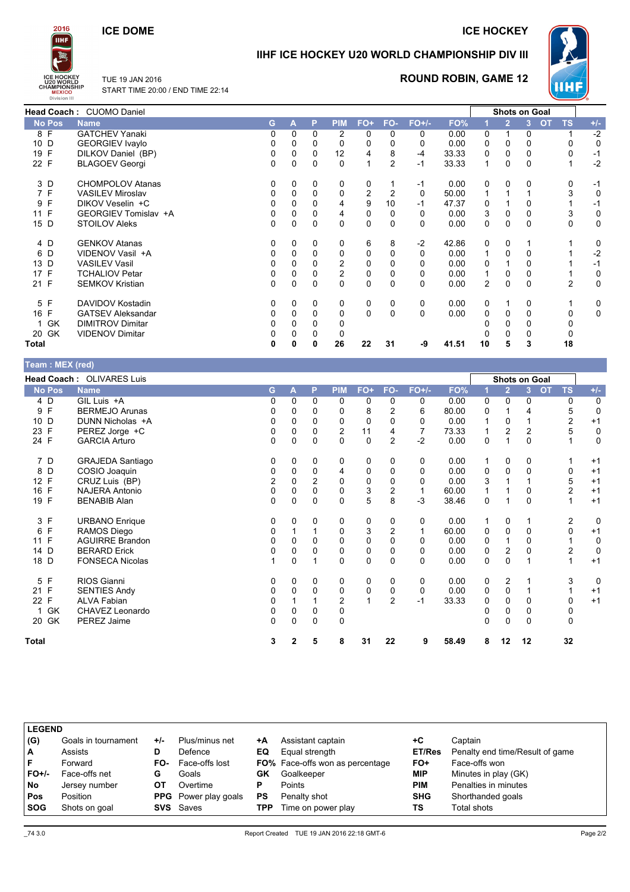ICE DOME

ICE HOCKEY

# IIHF ICE HOCKEY U20 WORLD CHAMPIONSHIP DIV III

TUE 19 JAN 2016
START TIME 20:00 / END TIME 22:14

## ROUND ROBIN, GAME 12

**Head Coach : CUOMO Daniel**

| No | Pos | Name | G | A | P | PIM | FO+ | FO- | FO+/- | FO% | SOG 1 | SOG 2 | SOG 3 | SOG OT | TS | +/- |
|---|---|---|---|---|---|---|---|---|---|---|---|---|---|---|---|---|
| 8 | F | GATCHEV Yanaki | 0 | 0 | 0 | 2 | 0 | 0 | 0 | 0.00 | 0 | 1 | 0 | | 1 | -2 |
| 10 | D | GEORGIEV Ivaylo | 0 | 0 | 0 | 0 | 0 | 0 | 0 | 0.00 | 0 | 0 | 0 | | 0 | 0 |
| 19 | F | DILKOV Daniel (BP) | 0 | 0 | 0 | 12 | 4 | 8 | -4 | 33.33 | 0 | 0 | 0 | | 0 | -1 |
| 22 | F | BLAGOEV Georgi | 0 | 0 | 0 | 0 | 1 | 2 | -1 | 33.33 | 1 | 0 | 0 | | 1 | -2 |
| 3 | D | CHOMPOLOV Atanas | 0 | 0 | 0 | 0 | 0 | 1 | -1 | 0.00 | 0 | 0 | 0 | | 0 | -1 |
| 7 | F | VASILEV Miroslav | 0 | 0 | 0 | 0 | 2 | 2 | 0 | 50.00 | 1 | 1 | 1 | | 3 | 0 |
| 9 | F | DIKOV Veselin +C | 0 | 0 | 0 | 4 | 9 | 10 | -1 | 47.37 | 0 | 1 | 0 | | 1 | -1 |
| 11 | F | GEORGIEV Tomislav +A | 0 | 0 | 0 | 4 | 0 | 0 | 0 | 0.00 | 3 | 0 | 0 | | 3 | 0 |
| 15 | D | STOILOV Aleks | 0 | 0 | 0 | 0 | 0 | 0 | 0 | 0.00 | 0 | 0 | 0 | | 0 | 0 |
| 4 | D | GENKOV Atanas | 0 | 0 | 0 | 0 | 6 | 8 | -2 | 42.86 | 0 | 0 | 1 | | 1 | 0 |
| 6 | D | VIDENOV Vasil +A | 0 | 0 | 0 | 0 | 0 | 0 | 0 | 0.00 | 1 | 0 | 0 | | 1 | -2 |
| 13 | D | VASILEV Vasil | 0 | 0 | 0 | 2 | 0 | 0 | 0 | 0.00 | 0 | 1 | 0 | | 1 | -1 |
| 17 | F | TCHALIOV Petar | 0 | 0 | 0 | 2 | 0 | 0 | 0 | 0.00 | 1 | 0 | 0 | | 1 | 0 |
| 21 | F | SEMKOV Kristian | 0 | 0 | 0 | 0 | 0 | 0 | 0 | 0.00 | 2 | 0 | 0 | | 2 | 0 |
| 5 | F | DAVIDOV Kostadin | 0 | 0 | 0 | 0 | 0 | 0 | 0 | 0.00 | 0 | 1 | 0 | | 1 | 0 |
| 16 | F | GATSEV Aleksandar | 0 | 0 | 0 | 0 | 0 | 0 | 0 | 0.00 | 0 | 0 | 0 | | 0 | 0 |
| 1 | GK | DIMITROV Dimitar | 0 | 0 | 0 | 0 | | | | | 0 | 0 | 0 | | 0 | |
| 20 | GK | VIDENOV Dimitar | 0 | 0 | 0 | 0 | | | | | 0 | 0 | 0 | | 0 | |
| **Total** | | | **0** | **0** | **0** | **26** | **22** | **31** | **-9** | **41.51** | **10** | **5** | **3** | | **18** | |

**Team : MEX (red)**

**Head Coach : OLIVARES Luis**

| No | Pos | Name | G | A | P | PIM | FO+ | FO- | FO+/- | FO% | SOG 1 | SOG 2 | SOG 3 | SOG OT | TS | +/- |
|---|---|---|---|---|---|---|---|---|---|---|---|---|---|---|---|---|
| 4 | D | GIL Luis +A | 0 | 0 | 0 | 0 | 0 | 0 | 0 | 0.00 | 0 | 0 | 0 | | 0 | 0 |
| 9 | F | BERMEJO Arunas | 0 | 0 | 0 | 0 | 8 | 2 | 6 | 80.00 | 0 | 1 | 4 | | 5 | 0 |
| 10 | D | DUNN Nicholas +A | 0 | 0 | 0 | 0 | 0 | 0 | 0 | 0.00 | 1 | 0 | 1 | | 2 | +1 |
| 23 | F | PEREZ Jorge +C | 0 | 0 | 0 | 2 | 11 | 4 | 7 | 73.33 | 1 | 2 | 2 | | 5 | 0 |
| 24 | F | GARCIA Arturo | 0 | 0 | 0 | 0 | 0 | 2 | -2 | 0.00 | 0 | 1 | 0 | | 1 | 0 |
| 7 | D | GRAJEDA Santiago | 0 | 0 | 0 | 0 | 0 | 0 | 0 | 0.00 | 1 | 0 | 0 | | 1 | +1 |
| 8 | D | COSIO Joaquin | 0 | 0 | 0 | 4 | 0 | 0 | 0 | 0.00 | 0 | 0 | 0 | | 0 | +1 |
| 12 | F | CRUZ Luis (BP) | 2 | 0 | 2 | 0 | 0 | 0 | 0 | 0.00 | 3 | 1 | 1 | | 5 | +1 |
| 16 | F | NAJERA Antonio | 0 | 0 | 0 | 0 | 3 | 2 | 1 | 60.00 | 1 | 1 | 0 | | 2 | +1 |
| 19 | F | BENABIB Alan | 0 | 0 | 0 | 0 | 5 | 8 | -3 | 38.46 | 0 | 1 | 0 | | 1 | +1 |
| 3 | F | URBANO Enrique | 0 | 0 | 0 | 0 | 0 | 0 | 0 | 0.00 | 1 | 0 | 1 | | 2 | 0 |
| 6 | F | RAMOS Diego | 0 | 1 | 1 | 0 | 3 | 2 | 1 | 60.00 | 0 | 0 | 0 | | 0 | +1 |
| 11 | F | AGUIRRE Brandon | 0 | 0 | 0 | 0 | 0 | 0 | 0 | 0.00 | 0 | 1 | 0 | | 1 | 0 |
| 14 | D | BERARD Erick | 0 | 0 | 0 | 0 | 0 | 0 | 0 | 0.00 | 0 | 2 | 0 | | 2 | 0 |
| 18 | D | FONSECA Nicolas | 1 | 0 | 1 | 0 | 0 | 0 | 0 | 0.00 | 0 | 0 | 1 | | 1 | +1 |
| 5 | F | RIOS Gianni | 0 | 0 | 0 | 0 | 0 | 0 | 0 | 0.00 | 0 | 2 | 1 | | 3 | 0 |
| 21 | F | SENTIES Andy | 0 | 0 | 0 | 0 | 0 | 0 | 0 | 0.00 | 0 | 0 | 1 | | 1 | +1 |
| 22 | F | ALVA Fabian | 0 | 1 | 1 | 2 | 1 | 2 | -1 | 33.33 | 0 | 0 | 0 | | 0 | +1 |
| 1 | GK | CHAVEZ Leonardo | 0 | 0 | 0 | 0 | | | | | 0 | 0 | 0 | | 0 | |
| 20 | GK | PEREZ Jaime | 0 | 0 | 0 | 0 | | | | | 0 | 0 | 0 | | 0 | |
| **Total** | | | **3** | **2** | **5** | **8** | **31** | **22** | **9** | **58.49** | **8** | **12** | **12** | | **32** | |

**LEGEND**

| | | | | | | | |
|---|---|---|---|---|---|---|---|
| (G) | Goals in tournament | +/- | Plus/minus net | +A | Assistant captain | +C | Captain |
| A | Assists | D | Defence | EQ | Equal strength | ET/Res | Penalty end time/Result of game |
| F | Forward | FO- | Face-offs lost | FO% | Face-offs won as percentage | FO+ | Face-offs won |
| FO+/- | Face-offs net | G | Goals | GK | Goalkeeper | MIP | Minutes in play (GK) |
| No | Jersey number | OT | Overtime | P | Points | PIM | Penalties in minutes |
| Pos | Position | PPG | Power play goals | PS | Penalty shot | SHG | Shorthanded goals |
| SOG | Shots on goal | SVS | Saves | TPP | Time on power play | TS | Total shots |

_74 3.0 Report Created TUE 19 JAN 2016 22:18 GMT-6